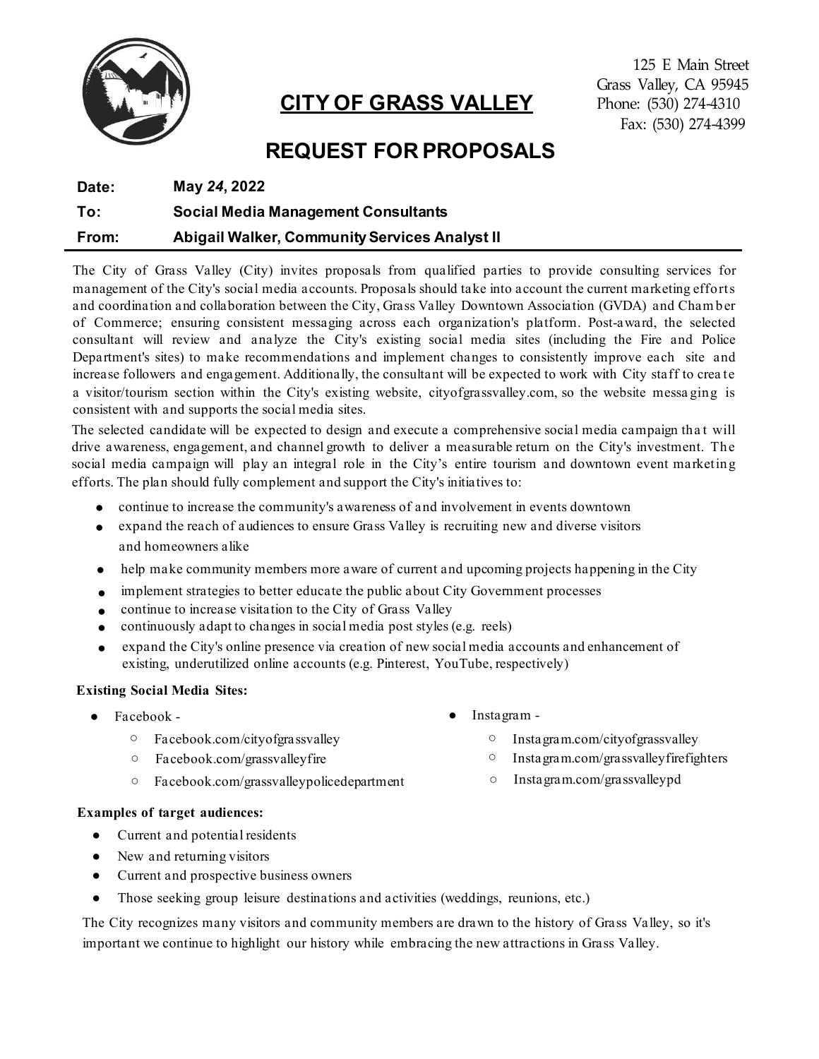125 E Main Street
Grass Valley, CA 95945
Phone: (530) 274-4310
Fax: (530) 274-4399

# CITY OF GRASS VALLEY

## REQUEST FOR PROPOSALS

**Date:** May *24*, 2022

**To:** Social Media Management Consultants

**From:** Abigail Walker, Community Services Analyst II

The City of Grass Valley (City) invites proposals from qualified parties to provide consulting services for management of the City's social media accounts. Proposals should take into account the current marketing efforts and coordination and collaboration between the City, Grass Valley Downtown Association (GVDA) and Chamber of Commerce; ensuring consistent messaging across each organization's platform. Post-award, the selected consultant will review and analyze the City's existing social media sites (including the Fire and Police Department's sites) to make recommendations and implement changes to consistently improve each site and increase followers and engagement. Additionally, the consultant will be expected to work with City staff to create a visitor/tourism section within the City's existing website, cityofgrassvalley.com, so the website messaging is consistent with and supports the social media sites.

The selected candidate will be expected to design and execute a comprehensive social media campaign that will drive awareness, engagement, and channel growth to deliver a measurable return on the City's investment. The social media campaign will play an integral role in the City's entire tourism and downtown event marketing efforts. The plan should fully complement and support the City's initiatives to:

- continue to increase the community's awareness of and involvement in events downtown
- expand the reach of audiences to ensure Grass Valley is recruiting new and diverse visitors and homeowners alike
- help make community members more aware of current and upcoming projects happening in the City
- implement strategies to better educate the public about City Government processes
- continue to increase visitation to the City of Grass Valley
- continuously adapt to changes in social media post styles (e.g. reels)
- expand the City's online presence via creation of new social media accounts and enhancement of existing, underutilized online accounts (e.g. Pinterest, YouTube, respectively)

**Existing Social Media Sites:**

- Facebook -
  - Facebook.com/cityofgrassvalley
  - Facebook.com/grassvalleyfire
  - Facebook.com/grassvalleypolicedepartment
- Instagram -
  - Instagram.com/cityofgrassvalley
  - Instagram.com/grassvalleyfirefighters
  - Instagram.com/grassvalleypd

**Examples of target audiences:**

- Current and potential residents
- New and returning visitors
- Current and prospective business owners
- Those seeking group leisure destinations and activities (weddings, reunions, etc.)

The City recognizes many visitors and community members are drawn to the history of Grass Valley, so it's important we continue to highlight our history while embracing the new attractions in Grass Valley.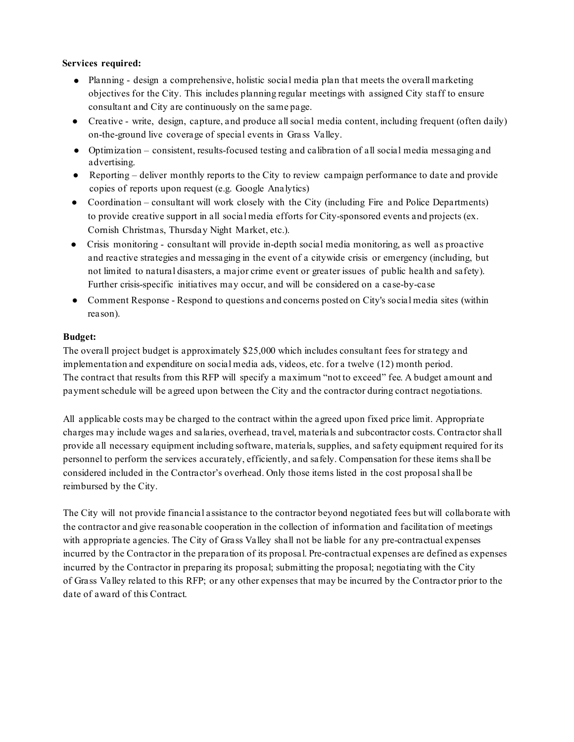**Services required:**

- Planning - design a comprehensive, holistic social media plan that meets the overall marketing objectives for the City. This includes planning regular meetings with assigned City staff to ensure consultant and City are continuously on the same page.
- Creative - write, design, capture, and produce all social media content, including frequent (often daily) on-the-ground live coverage of special events in Grass Valley.
- Optimization – consistent, results-focused testing and calibration of all social media messaging and advertising.
- Reporting – deliver monthly reports to the City to review campaign performance to date and provide copies of reports upon request (e.g. Google Analytics)
- Coordination – consultant will work closely with the City (including Fire and Police Departments) to provide creative support in all social media efforts for City-sponsored events and projects (ex. Cornish Christmas, Thursday Night Market, etc.).
- Crisis monitoring - consultant will provide in-depth social media monitoring, as well as proactive and reactive strategies and messaging in the event of a citywide crisis or emergency (including, but not limited to natural disasters, a major crime event or greater issues of public health and safety). Further crisis-specific initiatives may occur, and will be considered on a case-by-case
- Comment Response - Respond to questions and concerns posted on City's social media sites (within reason).

**Budget:**

The overall project budget is approximately $25,000 which includes consultant fees for strategy and implementation and expenditure on social media ads, videos, etc. for a twelve (12) month period. The contract that results from this RFP will specify a maximum "not to exceed" fee. A budget amount and payment schedule will be agreed upon between the City and the contractor during contract negotiations.

All applicable costs may be charged to the contract within the agreed upon fixed price limit. Appropriate charges may include wages and salaries, overhead, travel, materials and subcontractor costs. Contractor shall provide all necessary equipment including software, materials, supplies, and safety equipment required for its personnel to perform the services accurately, efficiently, and safely. Compensation for these items shall be considered included in the Contractor's overhead. Only those items listed in the cost proposal shall be reimbursed by the City.

The City will not provide financial assistance to the contractor beyond negotiated fees but will collaborate with the contractor and give reasonable cooperation in the collection of information and facilitation of meetings with appropriate agencies. The City of Grass Valley shall not be liable for any pre-contractual expenses incurred by the Contractor in the preparation of its proposal. Pre-contractual expenses are defined as expenses incurred by the Contractor in preparing its proposal; submitting the proposal; negotiating with the City of Grass Valley related to this RFP; or any other expenses that may be incurred by the Contractor prior to the date of award of this Contract.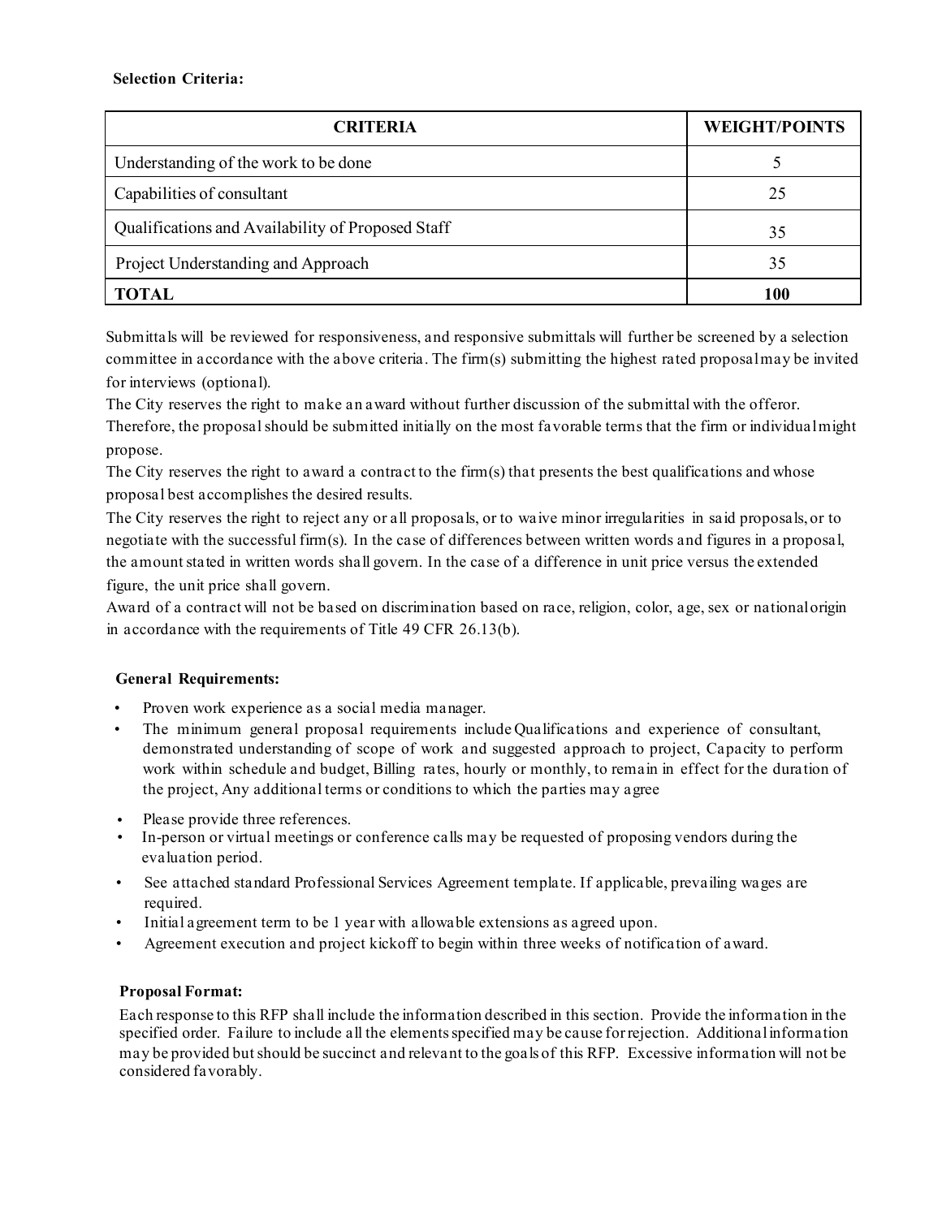**Selection Criteria:**

| CRITERIA | WEIGHT/POINTS |
|---|---|
| Understanding of the work to be done | 5 |
| Capabilities of consultant | 25 |
| Qualifications and Availability of Proposed Staff | 35 |
| Project Understanding and Approach | 35 |
| **TOTAL** | **100** |

Submittals will be reviewed for responsiveness, and responsive submittals will further be screened by a selection committee in accordance with the above criteria. The firm(s) submitting the highest rated proposal may be invited for interviews (optional).

The City reserves the right to make an award without further discussion of the submittal with the offeror. Therefore, the proposal should be submitted initially on the most favorable terms that the firm or individual might propose.

The City reserves the right to award a contract to the firm(s) that presents the best qualifications and whose proposal best accomplishes the desired results.

The City reserves the right to reject any or all proposals, or to waive minor irregularities in said proposals, or to negotiate with the successful firm(s). In the case of differences between written words and figures in a proposal, the amount stated in written words shall govern. In the case of a difference in unit price versus the extended figure, the unit price shall govern.

Award of a contract will not be based on discrimination based on race, religion, color, age, sex or national origin in accordance with the requirements of Title 49 CFR 26.13(b).

**General Requirements:**

- Proven work experience as a social media manager.
- The minimum general proposal requirements include Qualifications and experience of consultant, demonstrated understanding of scope of work and suggested approach to project, Capacity to perform work within schedule and budget, Billing rates, hourly or monthly, to remain in effect for the duration of the project, Any additional terms or conditions to which the parties may agree
- Please provide three references.
- In-person or virtual meetings or conference calls may be requested of proposing vendors during the evaluation period.
- See attached standard Professional Services Agreement template. If applicable, prevailing wages are required.
- Initial agreement term to be 1 year with allowable extensions as agreed upon.
- Agreement execution and project kickoff to begin within three weeks of notification of award.

**Proposal Format:**

Each response to this RFP shall include the information described in this section. Provide the information in the specified order. Failure to include all the elements specified may be cause for rejection. Additional information may be provided but should be succinct and relevant to the goals of this RFP. Excessive information will not be considered favorably.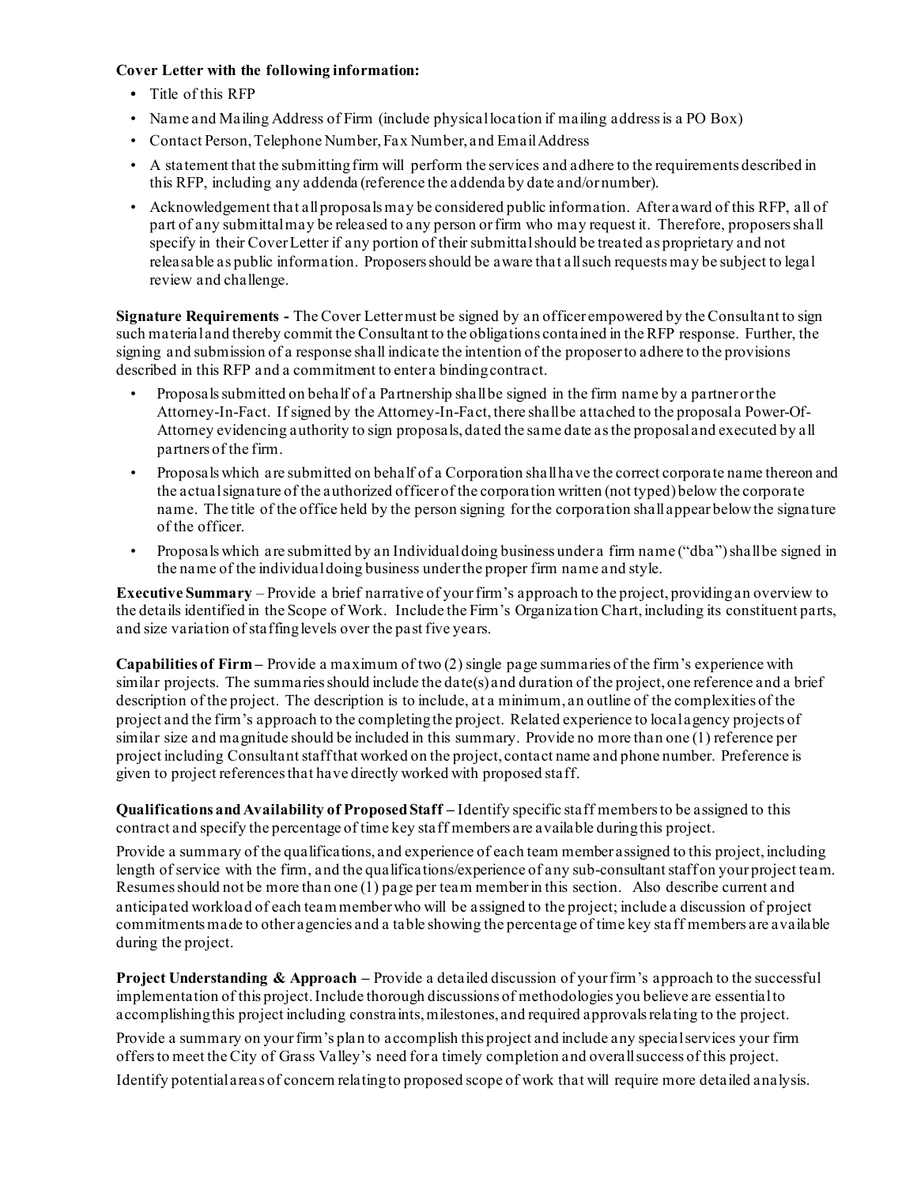**Cover Letter with the following information:**

- Title of this RFP
- Name and Mailing Address of Firm (include physical location if mailing address is a PO Box)
- Contact Person, Telephone Number, Fax Number, and Email Address
- A statement that the submitting firm will perform the services and adhere to the requirements described in this RFP, including any addenda (reference the addenda by date and/or number).
- Acknowledgement that all proposals may be considered public information. After award of this RFP, all of part of any submittal may be released to any person or firm who may request it. Therefore, proposers shall specify in their Cover Letter if any portion of their submittal should be treated as proprietary and not releasable as public information. Proposers should be aware that all such requests may be subject to legal review and challenge.

**Signature Requirements -** The Cover Letter must be signed by an officer empowered by the Consultant to sign such material and thereby commit the Consultant to the obligations contained in the RFP response. Further, the signing and submission of a response shall indicate the intention of the proposer to adhere to the provisions described in this RFP and a commitment to enter a binding contract.

- Proposals submitted on behalf of a Partnership shall be signed in the firm name by a partner or the Attorney-In-Fact. If signed by the Attorney-In-Fact, there shall be attached to the proposal a Power-Of-Attorney evidencing authority to sign proposals, dated the same date as the proposal and executed by all partners of the firm.
- Proposals which are submitted on behalf of a Corporation shall have the correct corporate name thereon and the actual signature of the authorized officer of the corporation written (not typed) below the corporate name. The title of the office held by the person signing for the corporation shall appear below the signature of the officer.
- Proposals which are submitted by an Individual doing business under a firm name ("dba") shall be signed in the name of the individual doing business under the proper firm name and style.

**Executive Summary** – Provide a brief narrative of your firm's approach to the project, providing an overview to the details identified in the Scope of Work. Include the Firm's Organization Chart, including its constituent parts, and size variation of staffing levels over the past five years.

**Capabilities of Firm –** Provide a maximum of two (2) single page summaries of the firm's experience with similar projects. The summaries should include the date(s) and duration of the project, one reference and a brief description of the project. The description is to include, at a minimum, an outline of the complexities of the project and the firm's approach to the completing the project. Related experience to local agency projects of similar size and magnitude should be included in this summary. Provide no more than one (1) reference per project including Consultant staff that worked on the project, contact name and phone number. Preference is given to project references that have directly worked with proposed staff.

**Qualifications and Availability of Proposed Staff –** Identify specific staff members to be assigned to this contract and specify the percentage of time key staff members are available during this project.

Provide a summary of the qualifications, and experience of each team member assigned to this project, including length of service with the firm, and the qualifications/experience of any sub-consultant staff on your project team. Resumes should not be more than one (1) page per team member in this section. Also describe current and anticipated workload of each team member who will be assigned to the project; include a discussion of project commitments made to other agencies and a table showing the percentage of time key staff members are available during the project.

**Project Understanding & Approach –** Provide a detailed discussion of your firm's approach to the successful implementation of this project. Include thorough discussions of methodologies you believe are essential to accomplishing this project including constraints, milestones, and required approvals relating to the project.

Provide a summary on your firm's plan to accomplish this project and include any special services your firm offers to meet the City of Grass Valley's need for a timely completion and overall success of this project.

Identify potential areas of concern relating to proposed scope of work that will require more detailed analysis.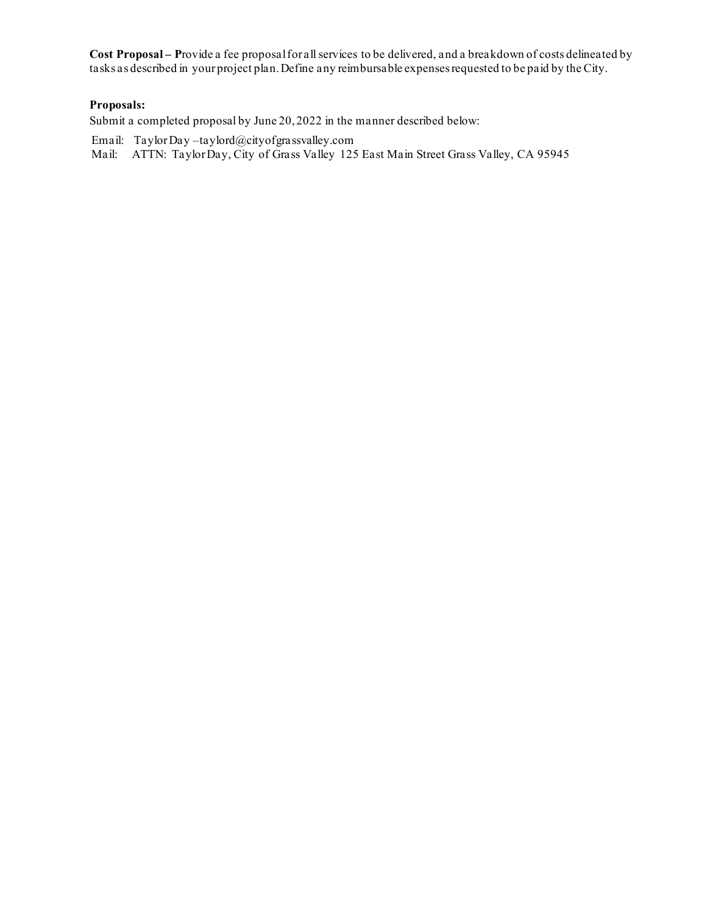**Cost Proposal – P**rovide a fee proposal for all services to be delivered, and a breakdown of costs delineated by tasks as described in your project plan. Define any reimbursable expenses requested to be paid by the City.

**Proposals:**

Submit a completed proposal by June 20, 2022 in the manner described below:

Email: Taylor Day –taylord@cityofgrassvalley.com
Mail: ATTN: Taylor Day, City of Grass Valley 125 East Main Street Grass Valley, CA 95945